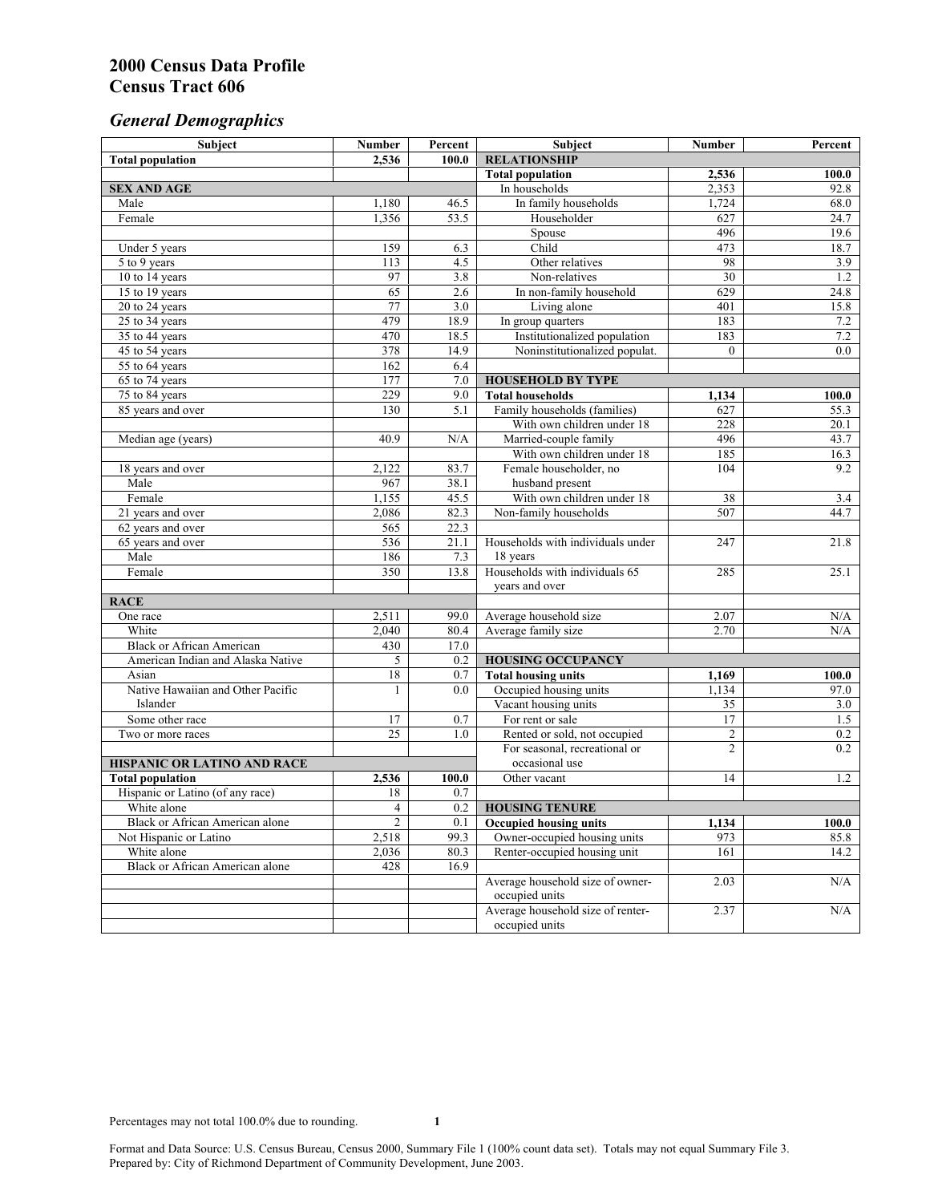# 2000 Census Data Profile
# Census Tract 606

## *General Demographics*

| Subject | Number | Percent | Subject | Number | Percent |
|---|---|---|---|---|---|
| **Total population** | **2,536** | **100.0** | **RELATIONSHIP** | | |
| | | | **Total population** | **2,536** | **100.0** |
| **SEX AND AGE** | | | In households | 2,353 | 92.8 |
| Male | 1,180 | 46.5 | In family households | 1,724 | 68.0 |
| Female | 1,356 | 53.5 | Householder | 627 | 24.7 |
| | | | Spouse | 496 | 19.6 |
| Under 5 years | 159 | 6.3 | Child | 473 | 18.7 |
| 5 to 9 years | 113 | 4.5 | Other relatives | 98 | 3.9 |
| 10 to 14 years | 97 | 3.8 | Non-relatives | 30 | 1.2 |
| 15 to 19 years | 65 | 2.6 | In non-family household | 629 | 24.8 |
| 20 to 24 years | 77 | 3.0 | Living alone | 401 | 15.8 |
| 25 to 34 years | 479 | 18.9 | In group quarters | 183 | 7.2 |
| 35 to 44 years | 470 | 18.5 | Institutionalized population | 183 | 7.2 |
| 45 to 54 years | 378 | 14.9 | Noninstitutionalized populat. | 0 | 0.0 |
| 55 to 64 years | 162 | 6.4 | | | |
| 65 to 74 years | 177 | 7.0 | **HOUSEHOLD BY TYPE** | | |
| 75 to 84 years | 229 | 9.0 | **Total households** | **1,134** | **100.0** |
| 85 years and over | 130 | 5.1 | Family households (families) | 627 | 55.3 |
| | | | With own children under 18 | 228 | 20.1 |
| Median age (years) | 40.9 | N/A | Married-couple family | 496 | 43.7 |
| | | | With own children under 18 | 185 | 16.3 |
| 18 years and over | 2,122 | 83.7 | Female householder, no husband present | 104 | 9.2 |
| Male | 967 | 38.1 | | | |
| Female | 1,155 | 45.5 | With own children under 18 | 38 | 3.4 |
| 21 years and over | 2,086 | 82.3 | Non-family households | 507 | 44.7 |
| 62 years and over | 565 | 22.3 | | | |
| 65 years and over | 536 | 21.1 | Households with individuals under 18 years | 247 | 21.8 |
| Male | 186 | 7.3 | | | |
| Female | 350 | 13.8 | Households with individuals 65 years and over | 285 | 25.1 |
| **RACE** | | | | | |
| One race | 2,511 | 99.0 | Average household size | 2.07 | N/A |
| White | 2,040 | 80.4 | Average family size | 2.70 | N/A |
| Black or African American | 430 | 17.0 | | | |
| American Indian and Alaska Native | 5 | 0.2 | **HOUSING OCCUPANCY** | | |
| Asian | 18 | 0.7 | **Total housing units** | **1,169** | **100.0** |
| Native Hawaiian and Other Pacific Islander | 1 | 0.0 | Occupied housing units | 1,134 | 97.0 |
| | | | Vacant housing units | 35 | 3.0 |
| Some other race | 17 | 0.7 | For rent or sale | 17 | 1.5 |
| Two or more races | 25 | 1.0 | Rented or sold, not occupied | 2 | 0.2 |
| | | | For seasonal, recreational or occasional use | 2 | 0.2 |
| **HISPANIC OR LATINO AND RACE** | | | | | |
| **Total population** | **2,536** | **100.0** | Other vacant | 14 | 1.2 |
| Hispanic or Latino (of any race) | 18 | 0.7 | | | |
| White alone | 4 | 0.2 | **HOUSING TENURE** | | |
| Black or African American alone | 2 | 0.1 | **Occupied housing units** | **1,134** | **100.0** |
| Not Hispanic or Latino | 2,518 | 99.3 | Owner-occupied housing units | 973 | 85.8 |
| White alone | 2,036 | 80.3 | Renter-occupied housing unit | 161 | 14.2 |
| Black or African American alone | 428 | 16.9 | | | |
| | | | Average household size of owner-occupied units | 2.03 | N/A |
| | | | Average household size of renter-occupied units | 2.37 | N/A |

Percentages may not total 100.0% due to rounding.

Format and Data Source: U.S. Census Bureau, Census 2000, Summary File 1 (100% count data set). Totals may not equal Summary File 3.
Prepared by: City of Richmond Department of Community Development, June 2003.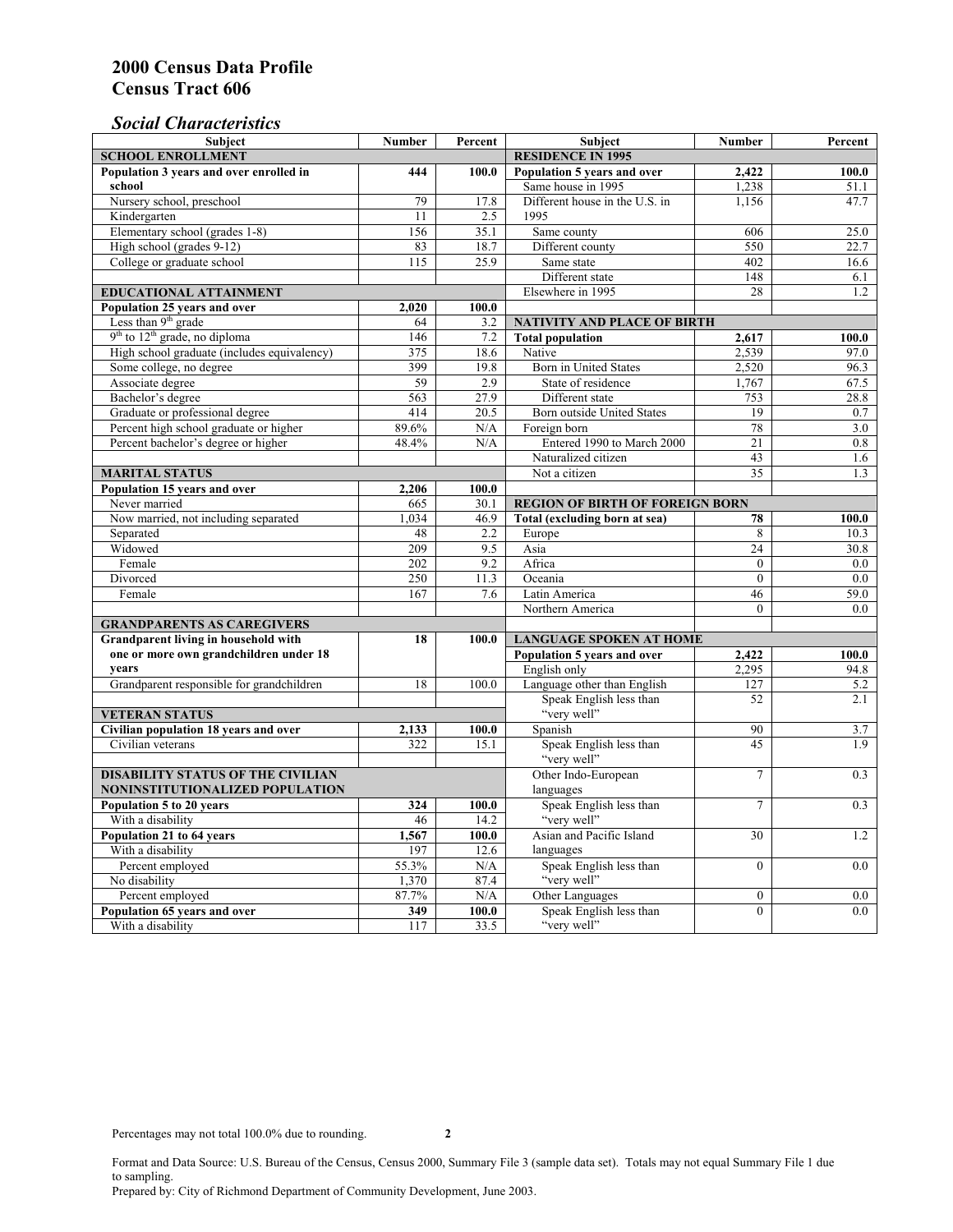# 2000 Census Data Profile
# Census Tract 606

## *Social Characteristics*

| Subject | Number | Percent |
|---|---|---|
| **SCHOOL ENROLLMENT** | | |
| **Population 3 years and over enrolled in school** | **444** | **100.0** |
| Nursery school, preschool | 79 | 17.8 |
| Kindergarten | 11 | 2.5 |
| Elementary school (grades 1-8) | 156 | 35.1 |
| High school (grades 9-12) | 83 | 18.7 |
| College or graduate school | 115 | 25.9 |
| **EDUCATIONAL ATTAINMENT** | | |
| **Population 25 years and over** | **2,020** | **100.0** |
| Less than 9th grade | 64 | 3.2 |
| 9th to 12th grade, no diploma | 146 | 7.2 |
| High school graduate (includes equivalency) | 375 | 18.6 |
| Some college, no degree | 399 | 19.8 |
| Associate degree | 59 | 2.9 |
| Bachelor's degree | 563 | 27.9 |
| Graduate or professional degree | 414 | 20.5 |
| Percent high school graduate or higher | 89.6% | N/A |
| Percent bachelor's degree or higher | 48.4% | N/A |
| **MARITAL STATUS** | | |
| **Population 15 years and over** | **2,206** | **100.0** |
| Never married | 665 | 30.1 |
| Now married, not including separated | 1,034 | 46.9 |
| Separated | 48 | 2.2 |
| Widowed | 209 | 9.5 |
| Female | 202 | 9.2 |
| Divorced | 250 | 11.3 |
| Female | 167 | 7.6 |
| **GRANDPARENTS AS CAREGIVERS** | | |
| **Grandparent living in household with one or more own grandchildren under 18 years** | **18** | **100.0** |
| Grandparent responsible for grandchildren | 18 | 100.0 |
| **VETERAN STATUS** | | |
| **Civilian population 18 years and over** | **2,133** | **100.0** |
| Civilian veterans | 322 | 15.1 |
| **DISABILITY STATUS OF THE CIVILIAN NONINSTITUTIONALIZED POPULATION** | | |
| **Population 5 to 20 years** | **324** | **100.0** |
| With a disability | 46 | 14.2 |
| **Population 21 to 64 years** | **1,567** | **100.0** |
| With a disability | 197 | 12.6 |
| Percent employed | 55.3% | N/A |
| No disability | 1,370 | 87.4 |
| Percent employed | 87.7% | N/A |
| **Population 65 years and over** | **349** | **100.0** |
| With a disability | 117 | 33.5 |

| Subject | Number | Percent |
|---|---|---|
| **RESIDENCE IN 1995** | | |
| **Population 5 years and over** | **2,422** | **100.0** |
| Same house in 1995 | 1,238 | 51.1 |
| Different house in the U.S. in 1995 | 1,156 | 47.7 |
| Same county | 606 | 25.0 |
| Different county | 550 | 22.7 |
| Same state | 402 | 16.6 |
| Different state | 148 | 6.1 |
| Elsewhere in 1995 | 28 | 1.2 |
| **NATIVITY AND PLACE OF BIRTH** | | |
| **Total population** | **2,617** | **100.0** |
| Native | 2,539 | 97.0 |
| Born in United States | 2,520 | 96.3 |
| State of residence | 1,767 | 67.5 |
| Different state | 753 | 28.8 |
| Born outside United States | 19 | 0.7 |
| Foreign born | 78 | 3.0 |
| Entered 1990 to March 2000 | 21 | 0.8 |
| Naturalized citizen | 43 | 1.6 |
| Not a citizen | 35 | 1.3 |
| **REGION OF BIRTH OF FOREIGN BORN** | | |
| **Total (excluding born at sea)** | **78** | **100.0** |
| Europe | 8 | 10.3 |
| Asia | 24 | 30.8 |
| Africa | 0 | 0.0 |
| Oceania | 0 | 0.0 |
| Latin America | 46 | 59.0 |
| Northern America | 0 | 0.0 |
| **LANGUAGE SPOKEN AT HOME** | | |
| **Population 5 years and over** | **2,422** | **100.0** |
| English only | 2,295 | 94.8 |
| Language other than English | 127 | 5.2 |
| Speak English less than "very well" | 52 | 2.1 |
| Spanish | 90 | 3.7 |
| Speak English less than "very well" | 45 | 1.9 |
| Other Indo-European languages | 7 | 0.3 |
| Speak English less than "very well" | 7 | 0.3 |
| Asian and Pacific Island languages | 30 | 1.2 |
| Speak English less than "very well" | 0 | 0.0 |
| Other Languages | 0 | 0.0 |
| Speak English less than "very well" | 0 | 0.0 |

Percentages may not total 100.0% due to rounding.

Format and Data Source: U.S. Bureau of the Census, Census 2000, Summary File 3 (sample data set). Totals may not equal Summary File 1 due to sampling.
Prepared by: City of Richmond Department of Community Development, June 2003.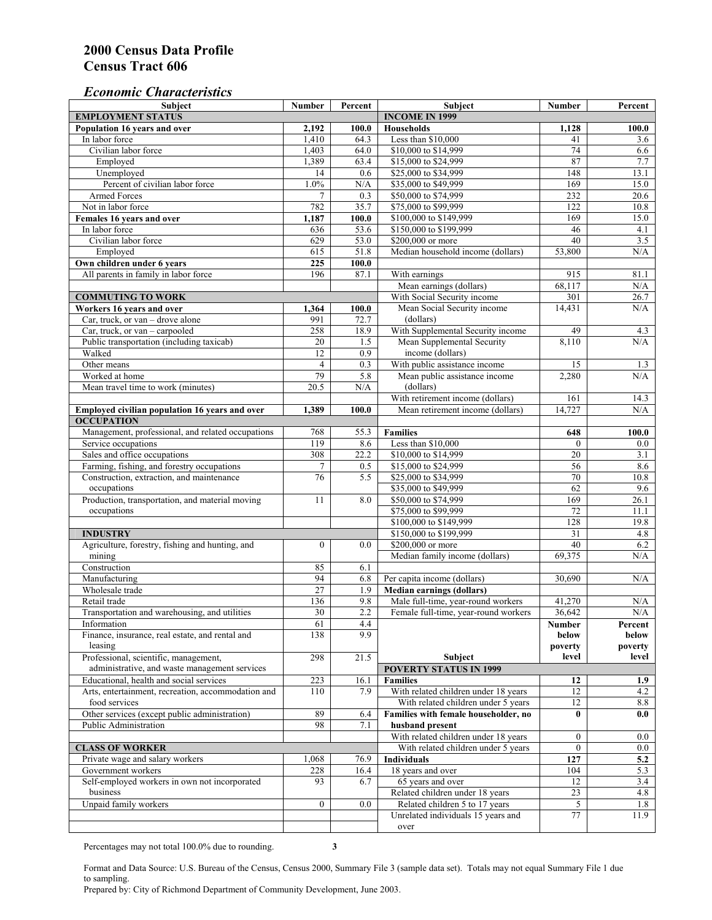# 2000 Census Data Profile
# Census Tract 606

## *Economic Characteristics*

| Subject | Number | Percent |
|---|---|---|
| **EMPLOYMENT STATUS** | | |
| **Population 16 years and over** | **2,192** | **100.0** |
| In labor force | 1,410 | 64.3 |
| Civilian labor force | 1,403 | 64.0 |
| Employed | 1,389 | 63.4 |
| Unemployed | 14 | 0.6 |
| Percent of civilian labor force | 1.0% | N/A |
| Armed Forces | 7 | 0.3 |
| Not in labor force | 782 | 35.7 |
| **Females 16 years and over** | **1,187** | **100.0** |
| In labor force | 636 | 53.6 |
| Civilian labor force | 629 | 53.0 |
| Employed | 615 | 51.8 |
| **Own children under 6 years** | **225** | **100.0** |
| All parents in family in labor force | 196 | 87.1 |
| **COMMUTING TO WORK** | | |
| **Workers 16 years and over** | **1,364** | **100.0** |
| Car, truck, or van – drove alone | 991 | 72.7 |
| Car, truck, or van – carpooled | 258 | 18.9 |
| Public transportation (including taxicab) | 20 | 1.5 |
| Walked | 12 | 0.9 |
| Other means | 4 | 0.3 |
| Worked at home | 79 | 5.8 |
| Mean travel time to work (minutes) | 20.5 | N/A |
| **Employed civilian population 16 years and over** | **1,389** | **100.0** |
| **OCCUPATION** | | |
| Management, professional, and related occupations | 768 | 55.3 |
| Service occupations | 119 | 8.6 |
| Sales and office occupations | 308 | 22.2 |
| Farming, fishing, and forestry occupations | 7 | 0.5 |
| Construction, extraction, and maintenance occupations | 76 | 5.5 |
| Production, transportation, and material moving occupations | 11 | 8.0 |
| **INDUSTRY** | | |
| Agriculture, forestry, fishing and hunting, and mining | 0 | 0.0 |
| Construction | 85 | 6.1 |
| Manufacturing | 94 | 6.8 |
| Wholesale trade | 27 | 1.9 |
| Retail trade | 136 | 9.8 |
| Transportation and warehousing, and utilities | 30 | 2.2 |
| Information | 61 | 4.4 |
| Finance, insurance, real estate, and rental and leasing | 138 | 9.9 |
| Professional, scientific, management, administrative, and waste management services | 298 | 21.5 |
| Educational, health and social services | 223 | 16.1 |
| Arts, entertainment, recreation, accommodation and food services | 110 | 7.9 |
| Other services (except public administration) | 89 | 6.4 |
| Public Administration | 98 | 7.1 |
| **CLASS OF WORKER** | | |
| Private wage and salary workers | 1,068 | 76.9 |
| Government workers | 228 | 16.4 |
| Self-employed workers in own not incorporated business | 93 | 6.7 |
| Unpaid family workers | 0 | 0.0 |

| Subject | Number | Percent |
|---|---|---|
| **INCOME IN 1999** | | |
| **Households** | **1,128** | **100.0** |
| Less than $10,000 | 41 | 3.6 |
| $10,000 to $14,999 | 74 | 6.6 |
| $15,000 to $24,999 | 87 | 7.7 |
| $25,000 to $34,999 | 148 | 13.1 |
| $35,000 to $49,999 | 169 | 15.0 |
| $50,000 to $74,999 | 232 | 20.6 |
| $75,000 to $99,999 | 122 | 10.8 |
| $100,000 to $149,999 | 169 | 15.0 |
| $150,000 to $199,999 | 46 | 4.1 |
| $200,000 or more | 40 | 3.5 |
| Median household income (dollars) | 53,800 | N/A |
| With earnings | 915 | 81.1 |
| Mean earnings (dollars) | 68,117 | N/A |
| With Social Security income | 301 | 26.7 |
| Mean Social Security income (dollars) | 14,431 | N/A |
| With Supplemental Security income | 49 | 4.3 |
| Mean Supplemental Security income (dollars) | 8,110 | N/A |
| With public assistance income | 15 | 1.3 |
| Mean public assistance income (dollars) | 2,280 | N/A |
| With retirement income (dollars) | 161 | 14.3 |
| Mean retirement income (dollars) | 14,727 | N/A |
| **Families** | **648** | **100.0** |
| Less than $10,000 | 0 | 0.0 |
| $10,000 to $14,999 | 20 | 3.1 |
| $15,000 to $24,999 | 56 | 8.6 |
| $25,000 to $34,999 | 70 | 10.8 |
| $35,000 to $49,999 | 62 | 9.6 |
| $50,000 to $74,999 | 169 | 26.1 |
| $75,000 to $99,999 | 72 | 11.1 |
| $100,000 to $149,999 | 128 | 19.8 |
| $150,000 to $199,999 | 31 | 4.8 |
| $200,000 or more | 40 | 6.2 |
| Median family income (dollars) | 69,375 | N/A |
| Per capita income (dollars) | 30,690 | N/A |
| **Median earnings (dollars)** | | |
| Male full-time, year-round workers | 41,270 | N/A |
| Female full-time, year-round workers | 36,642 | N/A |

| Subject | Number below poverty level | Percent below poverty level |
|---|---|---|
| **POVERTY STATUS IN 1999** | | |
| **Families** | **12** | **1.9** |
| With related children under 18 years | 12 | 4.2 |
| With related children under 5 years | 12 | 8.8 |
| **Families with female householder, no husband present** | **0** | **0.0** |
| With related children under 18 years | 0 | 0.0 |
| With related children under 5 years | 0 | 0.0 |
| **Individuals** | **127** | **5.2** |
| 18 years and over | 104 | 5.3 |
| 65 years and over | 12 | 3.4 |
| Related children under 18 years | 23 | 4.8 |
| Related children 5 to 17 years | 5 | 1.8 |
| Unrelated individuals 15 years and over | 77 | 11.9 |

Percentages may not total 100.0% due to rounding.

Format and Data Source: U.S. Bureau of the Census, Census 2000, Summary File 3 (sample data set). Totals may not equal Summary File 1 due to sampling.
Prepared by: City of Richmond Department of Community Development, June 2003.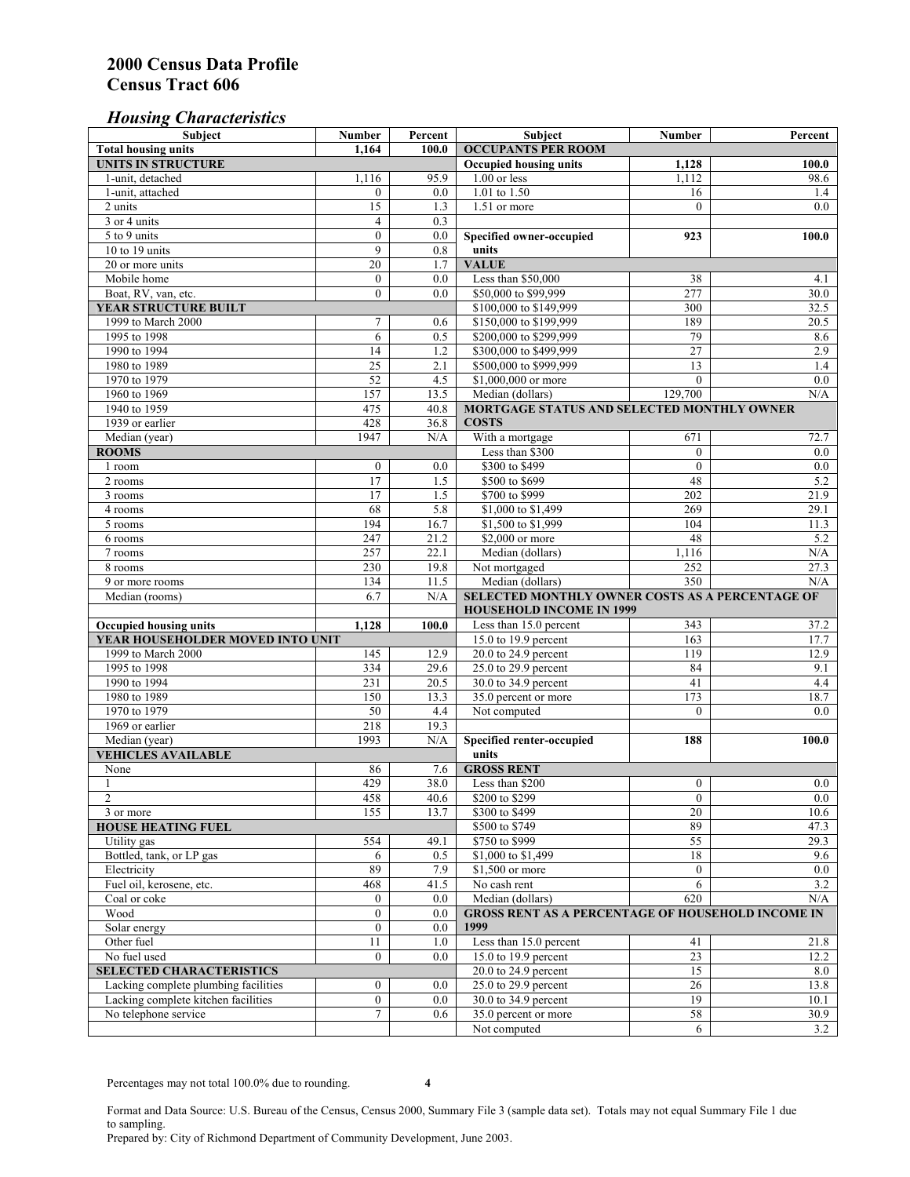# 2000 Census Data Profile
# Census Tract 606

## *Housing Characteristics*

| Subject | Number | Percent | Subject | Number | Percent |
|---|---|---|---|---|---|
| **Total housing units** | **1,164** | **100.0** | **OCCUPANTS PER ROOM** | | |
| **UNITS IN STRUCTURE** | | | **Occupied housing units** | **1,128** | **100.0** |
| 1-unit, detached | 1,116 | 95.9 | 1.00 or less | 1,112 | 98.6 |
| 1-unit, attached | 0 | 0.0 | 1.01 to 1.50 | 16 | 1.4 |
| 2 units | 15 | 1.3 | 1.51 or more | 0 | 0.0 |
| 3 or 4 units | 4 | 0.3 | | | |
| 5 to 9 units | 0 | 0.0 | **Specified owner-occupied units** | **923** | **100.0** |
| 10 to 19 units | 9 | 0.8 | | | |
| 20 or more units | 20 | 1.7 | **VALUE** | | |
| Mobile home | 0 | 0.0 | Less than $50,000 | 38 | 4.1 |
| Boat, RV, van, etc. | 0 | 0.0 | $50,000 to $99,999 | 277 | 30.0 |
| **YEAR STRUCTURE BUILT** | | | $100,000 to $149,999 | 300 | 32.5 |
| 1999 to March 2000 | 7 | 0.6 | $150,000 to $199,999 | 189 | 20.5 |
| 1995 to 1998 | 6 | 0.5 | $200,000 to $299,999 | 79 | 8.6 |
| 1990 to 1994 | 14 | 1.2 | $300,000 to $499,999 | 27 | 2.9 |
| 1980 to 1989 | 25 | 2.1 | $500,000 to $999,999 | 13 | 1.4 |
| 1970 to 1979 | 52 | 4.5 | $1,000,000 or more | 0 | 0.0 |
| 1960 to 1969 | 157 | 13.5 | Median (dollars) | 129,700 | N/A |
| 1940 to 1959 | 475 | 40.8 | **MORTGAGE STATUS AND SELECTED MONTHLY OWNER COSTS** | | |
| 1939 or earlier | 428 | 36.8 | | | |
| Median (year) | 1947 | N/A | With a mortgage | 671 | 72.7 |
| **ROOMS** | | | Less than $300 | 0 | 0.0 |
| 1 room | 0 | 0.0 | $300 to $499 | 0 | 0.0 |
| 2 rooms | 17 | 1.5 | $500 to $699 | 48 | 5.2 |
| 3 rooms | 17 | 1.5 | $700 to $999 | 202 | 21.9 |
| 4 rooms | 68 | 5.8 | $1,000 to $1,499 | 269 | 29.1 |
| 5 rooms | 194 | 16.7 | $1,500 to $1,999 | 104 | 11.3 |
| 6 rooms | 247 | 21.2 | $2,000 or more | 48 | 5.2 |
| 7 rooms | 257 | 22.1 | Median (dollars) | 1,116 | N/A |
| 8 rooms | 230 | 19.8 | Not mortgaged | 252 | 27.3 |
| 9 or more rooms | 134 | 11.5 | Median (dollars) | 350 | N/A |
| Median (rooms) | 6.7 | N/A | **SELECTED MONTHLY OWNER COSTS AS A PERCENTAGE OF HOUSEHOLD INCOME IN 1999** | | |
| **Occupied housing units** | **1,128** | **100.0** | Less than 15.0 percent | 343 | 37.2 |
| **YEAR HOUSEHOLDER MOVED INTO UNIT** | | | 15.0 to 19.9 percent | 163 | 17.7 |
| 1999 to March 2000 | 145 | 12.9 | 20.0 to 24.9 percent | 119 | 12.9 |
| 1995 to 1998 | 334 | 29.6 | 25.0 to 29.9 percent | 84 | 9.1 |
| 1990 to 1994 | 231 | 20.5 | 30.0 to 34.9 percent | 41 | 4.4 |
| 1980 to 1989 | 150 | 13.3 | 35.0 percent or more | 173 | 18.7 |
| 1970 to 1979 | 50 | 4.4 | Not computed | 0 | 0.0 |
| 1969 or earlier | 218 | 19.3 | | | |
| Median (year) | 1993 | N/A | **Specified renter-occupied units** | **188** | **100.0** |
| **VEHICLES AVAILABLE** | | | | | |
| None | 86 | 7.6 | **GROSS RENT** | | |
| 1 | 429 | 38.0 | Less than $200 | 0 | 0.0 |
| 2 | 458 | 40.6 | $200 to $299 | 0 | 0.0 |
| 3 or more | 155 | 13.7 | $300 to $499 | 20 | 10.6 |
| **HOUSE HEATING FUEL** | | | $500 to $749 | 89 | 47.3 |
| Utility gas | 554 | 49.1 | $750 to $999 | 55 | 29.3 |
| Bottled, tank, or LP gas | 6 | 0.5 | $1,000 to $1,499 | 18 | 9.6 |
| Electricity | 89 | 7.9 | $1,500 or more | 0 | 0.0 |
| Fuel oil, kerosene, etc. | 468 | 41.5 | No cash rent | 6 | 3.2 |
| Coal or coke | 0 | 0.0 | Median (dollars) | 620 | N/A |
| Wood | 0 | 0.0 | **GROSS RENT AS A PERCENTAGE OF HOUSEHOLD INCOME IN 1999** | | |
| Solar energy | 0 | 0.0 | | | |
| Other fuel | 11 | 1.0 | Less than 15.0 percent | 41 | 21.8 |
| No fuel used | 0 | 0.0 | 15.0 to 19.9 percent | 23 | 12.2 |
| **SELECTED CHARACTERISTICS** | | | 20.0 to 24.9 percent | 15 | 8.0 |
| Lacking complete plumbing facilities | 0 | 0.0 | 25.0 to 29.9 percent | 26 | 13.8 |
| Lacking complete kitchen facilities | 0 | 0.0 | 30.0 to 34.9 percent | 19 | 10.1 |
| No telephone service | 7 | 0.6 | 35.0 percent or more | 58 | 30.9 |
| | | | Not computed | 6 | 3.2 |

Percentages may not total 100.0% due to rounding.

Format and Data Source: U.S. Bureau of the Census, Census 2000, Summary File 3 (sample data set). Totals may not equal Summary File 1 due to sampling.
Prepared by: City of Richmond Department of Community Development, June 2003.